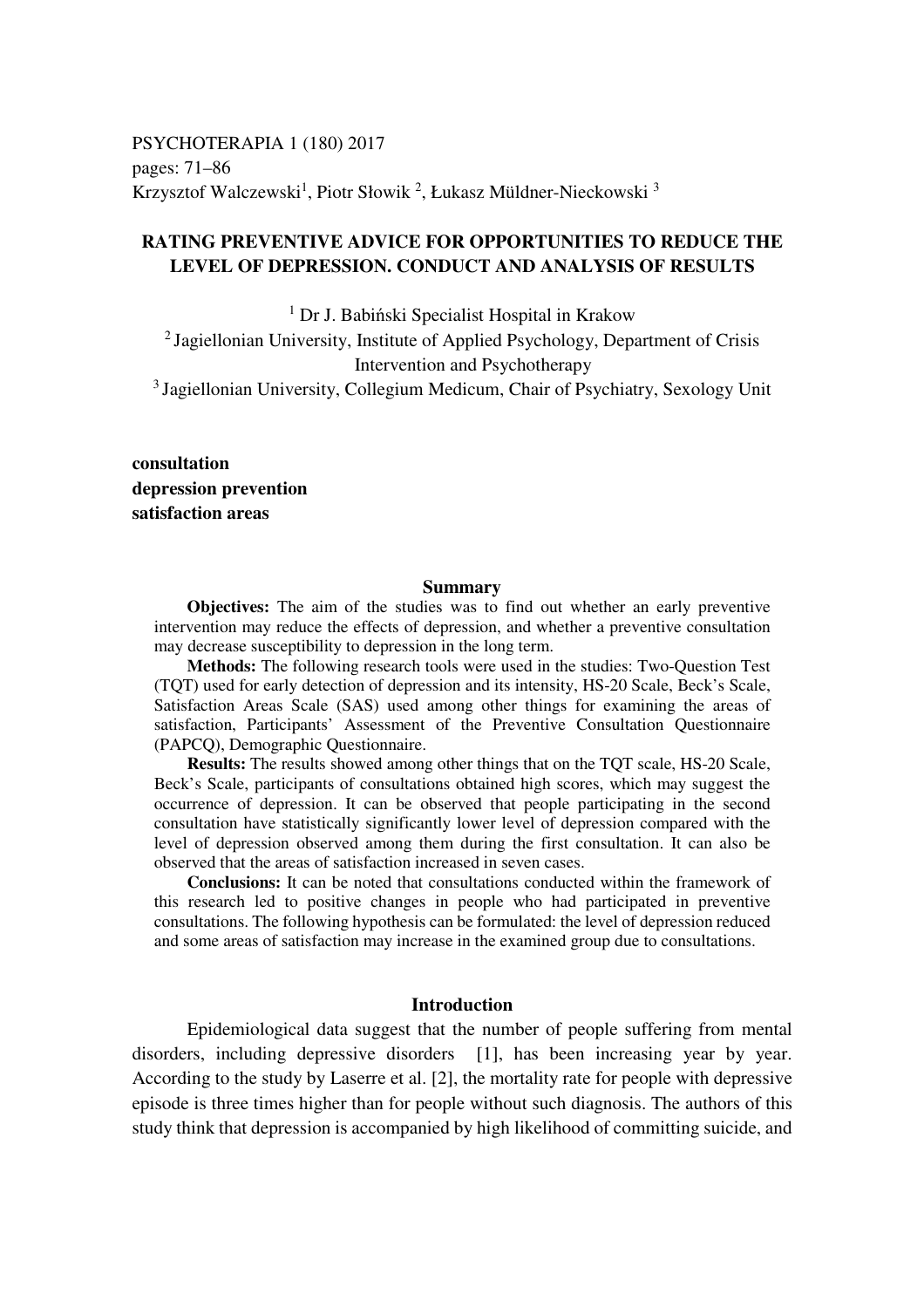PSYCHOTERAPIA 1 (180) 2017
pages: 71–86
Krzysztof Walczewski[1], Piotr Słowik [2], Łukasz Müldner-Nieckowski [3]

# RATING PREVENTIVE ADVICE FOR OPPORTUNITIES TO REDUCE THE LEVEL OF DEPRESSION. CONDUCT AND ANALYSIS OF RESULTS

[1] Dr J. Babiński Specialist Hospital in Krakow
[2] Jagiellonian University, Institute of Applied Psychology, Department of Crisis Intervention and Psychotherapy
[3] Jagiellonian University, Collegium Medicum, Chair of Psychiatry, Sexology Unit

**consultation**
**depression prevention**
**satisfaction areas**

## Summary

**Objectives:** The aim of the studies was to find out whether an early preventive intervention may reduce the effects of depression, and whether a preventive consultation may decrease susceptibility to depression in the long term.

**Methods:** The following research tools were used in the studies: Two-Question Test (TQT) used for early detection of depression and its intensity, HS-20 Scale, Beck's Scale, Satisfaction Areas Scale (SAS) used among other things for examining the areas of satisfaction, Participants' Assessment of the Preventive Consultation Questionnaire (PAPCQ), Demographic Questionnaire.

**Results:** The results showed among other things that on the TQT scale, HS-20 Scale, Beck's Scale, participants of consultations obtained high scores, which may suggest the occurrence of depression. It can be observed that people participating in the second consultation have statistically significantly lower level of depression compared with the level of depression observed among them during the first consultation. It can also be observed that the areas of satisfaction increased in seven cases.

**Conclusions:** It can be noted that consultations conducted within the framework of this research led to positive changes in people who had participated in preventive consultations. The following hypothesis can be formulated: the level of depression reduced and some areas of satisfaction may increase in the examined group due to consultations.

## Introduction

Epidemiological data suggest that the number of people suffering from mental disorders, including depressive disorders [1], has been increasing year by year. According to the study by Laserre et al. [2], the mortality rate for people with depressive episode is three times higher than for people without such diagnosis. The authors of this study think that depression is accompanied by high likelihood of committing suicide, and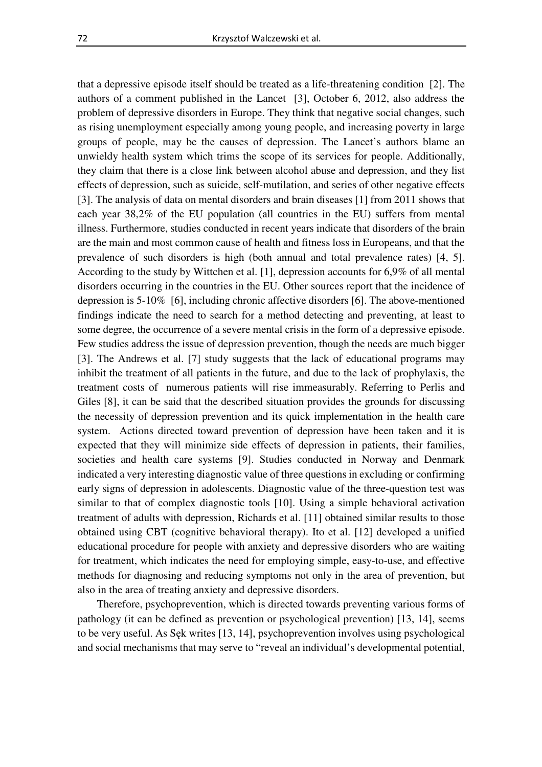that a depressive episode itself should be treated as a life-threatening condition [2]. The authors of a comment published in the Lancet [3], October 6, 2012, also address the problem of depressive disorders in Europe. They think that negative social changes, such as rising unemployment especially among young people, and increasing poverty in large groups of people, may be the causes of depression. The Lancet's authors blame an unwieldy health system which trims the scope of its services for people. Additionally, they claim that there is a close link between alcohol abuse and depression, and they list effects of depression, such as suicide, self-mutilation, and series of other negative effects [3]. The analysis of data on mental disorders and brain diseases [1] from 2011 shows that each year 38,2% of the EU population (all countries in the EU) suffers from mental illness. Furthermore, studies conducted in recent years indicate that disorders of the brain are the main and most common cause of health and fitness loss in Europeans, and that the prevalence of such disorders is high (both annual and total prevalence rates) [4, 5]. According to the study by Wittchen et al. [1], depression accounts for 6,9% of all mental disorders occurring in the countries in the EU. Other sources report that the incidence of depression is 5-10% [6], including chronic affective disorders [6]. The above-mentioned findings indicate the need to search for a method detecting and preventing, at least to some degree, the occurrence of a severe mental crisis in the form of a depressive episode. Few studies address the issue of depression prevention, though the needs are much bigger [3]. The Andrews et al. [7] study suggests that the lack of educational programs may inhibit the treatment of all patients in the future, and due to the lack of prophylaxis, the treatment costs of numerous patients will rise immeasurably. Referring to Perlis and Giles [8], it can be said that the described situation provides the grounds for discussing the necessity of depression prevention and its quick implementation in the health care system. Actions directed toward prevention of depression have been taken and it is expected that they will minimize side effects of depression in patients, their families, societies and health care systems [9]. Studies conducted in Norway and Denmark indicated a very interesting diagnostic value of three questions in excluding or confirming early signs of depression in adolescents. Diagnostic value of the three-question test was similar to that of complex diagnostic tools [10]. Using a simple behavioral activation treatment of adults with depression, Richards et al. [11] obtained similar results to those obtained using CBT (cognitive behavioral therapy). Ito et al. [12] developed a unified educational procedure for people with anxiety and depressive disorders who are waiting for treatment, which indicates the need for employing simple, easy-to-use, and effective methods for diagnosing and reducing symptoms not only in the area of prevention, but also in the area of treating anxiety and depressive disorders.

Therefore, psychoprevention, which is directed towards preventing various forms of pathology (it can be defined as prevention or psychological prevention) [13, 14], seems to be very useful. As Sęk writes [13, 14], psychoprevention involves using psychological and social mechanisms that may serve to "reveal an individual's developmental potential,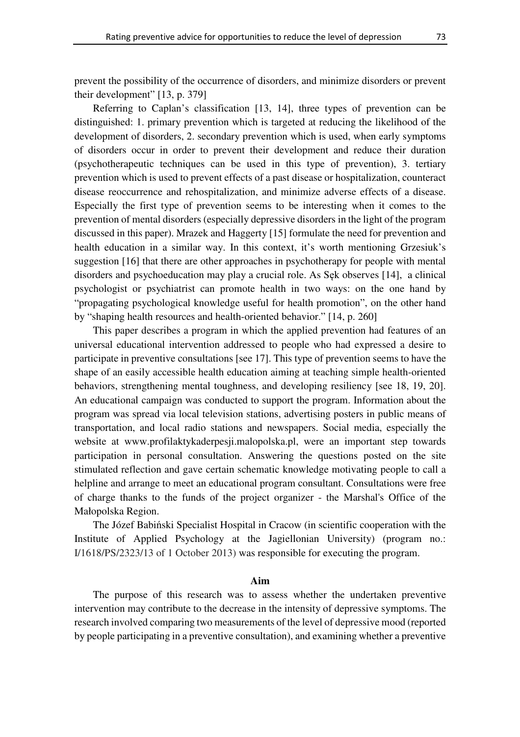prevent the possibility of the occurrence of disorders, and minimize disorders or prevent their development" [13, p. 379]

Referring to Caplan's classification [13, 14], three types of prevention can be distinguished: 1. primary prevention which is targeted at reducing the likelihood of the development of disorders, 2. secondary prevention which is used, when early symptoms of disorders occur in order to prevent their development and reduce their duration (psychotherapeutic techniques can be used in this type of prevention), 3. tertiary prevention which is used to prevent effects of a past disease or hospitalization, counteract disease reoccurrence and rehospitalization, and minimize adverse effects of a disease. Especially the first type of prevention seems to be interesting when it comes to the prevention of mental disorders (especially depressive disorders in the light of the program discussed in this paper). Mrazek and Haggerty [15] formulate the need for prevention and health education in a similar way. In this context, it's worth mentioning Grzesiuk's suggestion [16] that there are other approaches in psychotherapy for people with mental disorders and psychoeducation may play a crucial role. As Sęk observes [14], a clinical psychologist or psychiatrist can promote health in two ways: on the one hand by "propagating psychological knowledge useful for health promotion", on the other hand by "shaping health resources and health-oriented behavior." [14, p. 260]

This paper describes a program in which the applied prevention had features of an universal educational intervention addressed to people who had expressed a desire to participate in preventive consultations [see 17]. This type of prevention seems to have the shape of an easily accessible health education aiming at teaching simple health-oriented behaviors, strengthening mental toughness, and developing resiliency [see 18, 19, 20]. An educational campaign was conducted to support the program. Information about the program was spread via local television stations, advertising posters in public means of transportation, and local radio stations and newspapers. Social media, especially the website at www.profilaktykaderpesji.malopolska.pl, were an important step towards participation in personal consultation. Answering the questions posted on the site stimulated reflection and gave certain schematic knowledge motivating people to call a helpline and arrange to meet an educational program consultant. Consultations were free of charge thanks to the funds of the project organizer - the Marshal's Office of the Małopolska Region.

The Józef Babiński Specialist Hospital in Cracow (in scientific cooperation with the Institute of Applied Psychology at the Jagiellonian University) (program no.: I/1618/PS/2323/13 of 1 October 2013) was responsible for executing the program.

## Aim

The purpose of this research was to assess whether the undertaken preventive intervention may contribute to the decrease in the intensity of depressive symptoms. The research involved comparing two measurements of the level of depressive mood (reported by people participating in a preventive consultation), and examining whether a preventive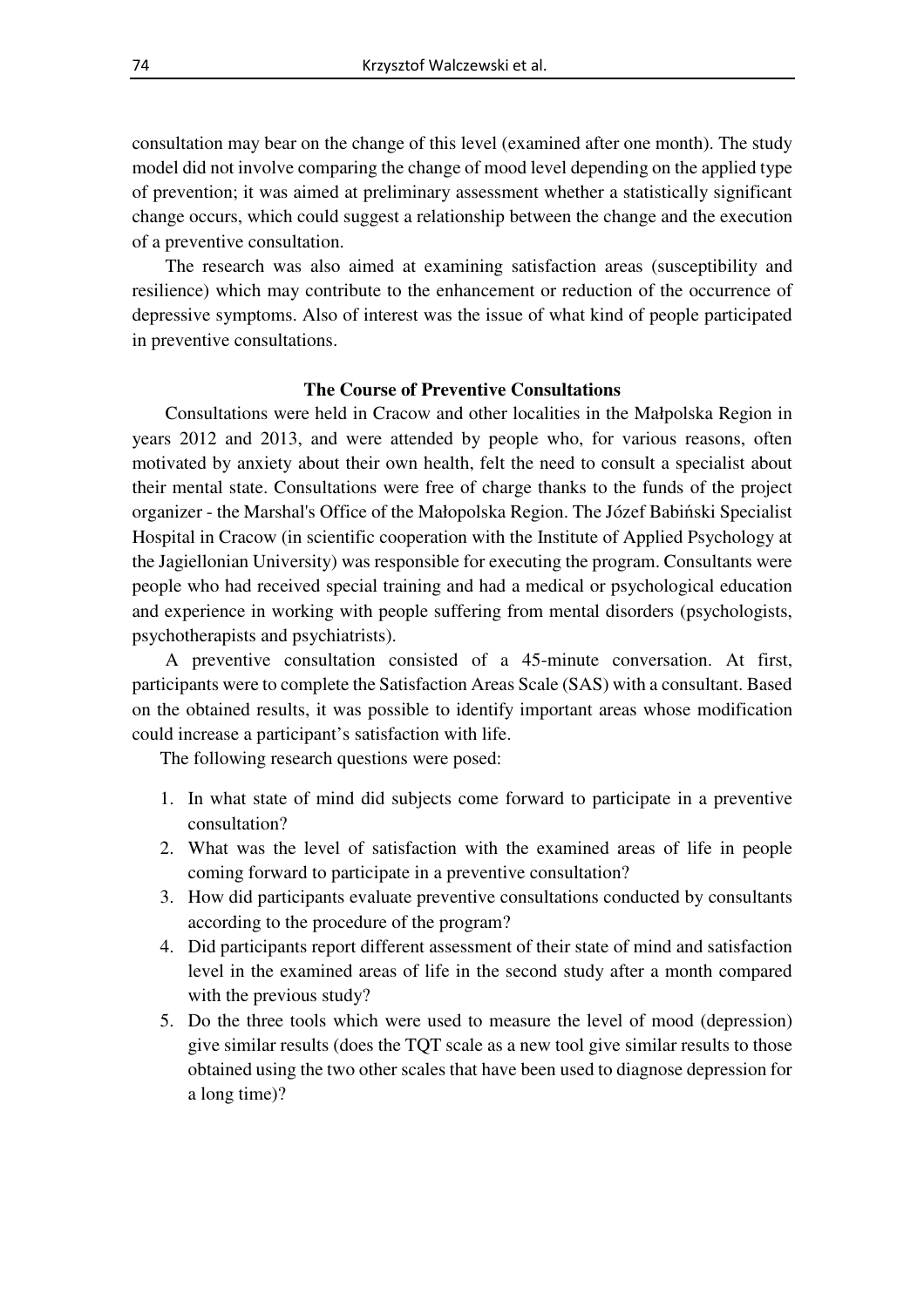consultation may bear on the change of this level (examined after one month). The study model did not involve comparing the change of mood level depending on the applied type of prevention; it was aimed at preliminary assessment whether a statistically significant change occurs, which could suggest a relationship between the change and the execution of a preventive consultation.

The research was also aimed at examining satisfaction areas (susceptibility and resilience) which may contribute to the enhancement or reduction of the occurrence of depressive symptoms. Also of interest was the issue of what kind of people participated in preventive consultations.

### The Course of Preventive Consultations

Consultations were held in Cracow and other localities in the Małpolska Region in years 2012 and 2013, and were attended by people who, for various reasons, often motivated by anxiety about their own health, felt the need to consult a specialist about their mental state. Consultations were free of charge thanks to the funds of the project organizer - the Marshal's Office of the Małopolska Region. The Józef Babiński Specialist Hospital in Cracow (in scientific cooperation with the Institute of Applied Psychology at the Jagiellonian University) was responsible for executing the program. Consultants were people who had received special training and had a medical or psychological education and experience in working with people suffering from mental disorders (psychologists, psychotherapists and psychiatrists).

A preventive consultation consisted of a 45-minute conversation. At first, participants were to complete the Satisfaction Areas Scale (SAS) with a consultant. Based on the obtained results, it was possible to identify important areas whose modification could increase a participant's satisfaction with life.

The following research questions were posed:

1. In what state of mind did subjects come forward to participate in a preventive consultation?
2. What was the level of satisfaction with the examined areas of life in people coming forward to participate in a preventive consultation?
3. How did participants evaluate preventive consultations conducted by consultants according to the procedure of the program?
4. Did participants report different assessment of their state of mind and satisfaction level in the examined areas of life in the second study after a month compared with the previous study?
5. Do the three tools which were used to measure the level of mood (depression) give similar results (does the TQT scale as a new tool give similar results to those obtained using the two other scales that have been used to diagnose depression for a long time)?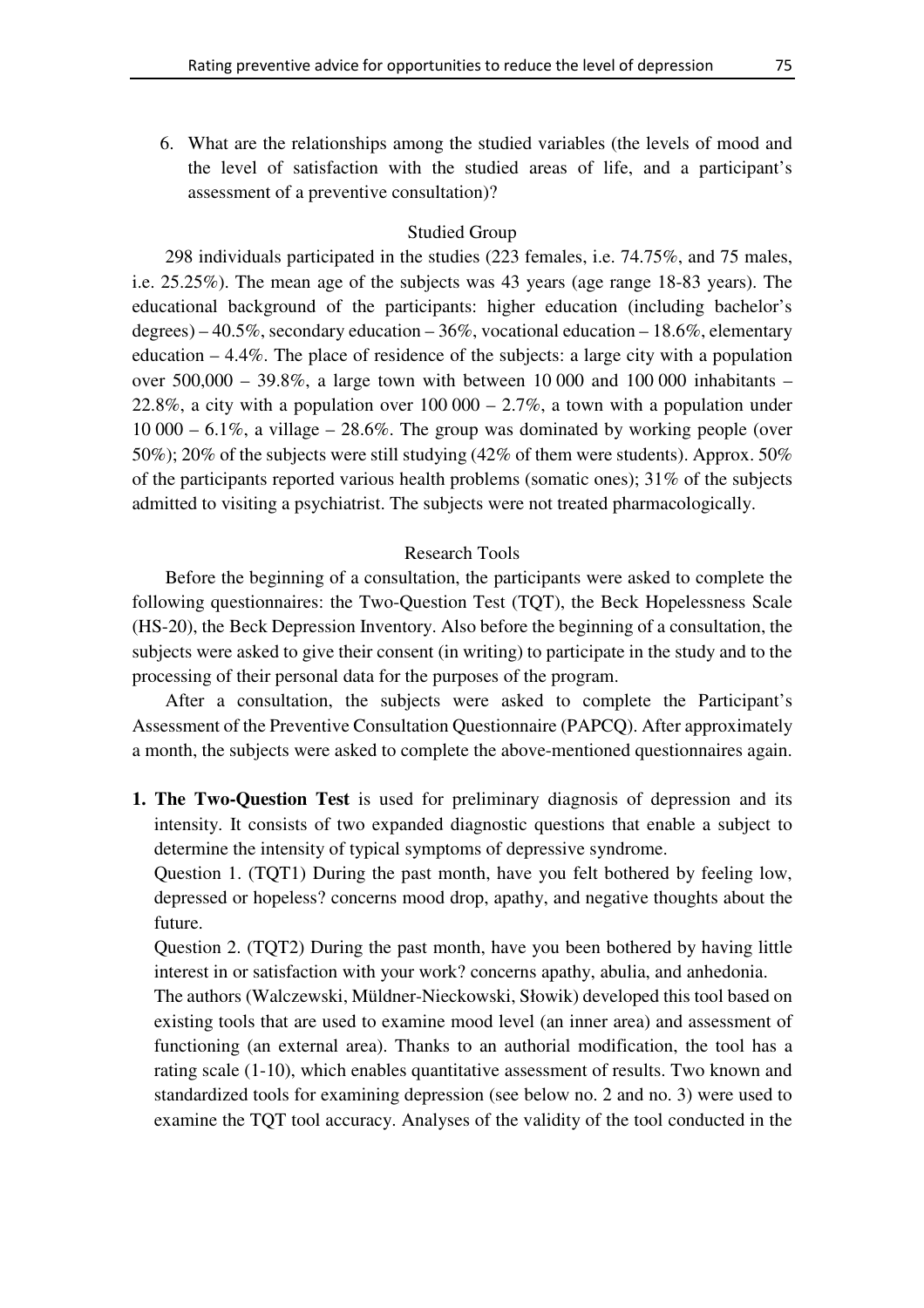6. What are the relationships among the studied variables (the levels of mood and the level of satisfaction with the studied areas of life, and a participant's assessment of a preventive consultation)?

## Studied Group

298 individuals participated in the studies (223 females, i.e. 74.75%, and 75 males, i.e. 25.25%). The mean age of the subjects was 43 years (age range 18-83 years). The educational background of the participants: higher education (including bachelor's degrees) – 40.5%, secondary education – 36%, vocational education – 18.6%, elementary education – 4.4%. The place of residence of the subjects: a large city with a population over 500,000 – 39.8%, a large town with between 10 000 and 100 000 inhabitants – 22.8%, a city with a population over 100 000 – 2.7%, a town with a population under 10 000 – 6.1%, a village – 28.6%. The group was dominated by working people (over 50%); 20% of the subjects were still studying (42% of them were students). Approx. 50% of the participants reported various health problems (somatic ones); 31% of the subjects admitted to visiting a psychiatrist. The subjects were not treated pharmacologically.

## Research Tools

Before the beginning of a consultation, the participants were asked to complete the following questionnaires: the Two-Question Test (TQT), the Beck Hopelessness Scale (HS-20), the Beck Depression Inventory. Also before the beginning of a consultation, the subjects were asked to give their consent (in writing) to participate in the study and to the processing of their personal data for the purposes of the program.

After a consultation, the subjects were asked to complete the Participant's Assessment of the Preventive Consultation Questionnaire (PAPCQ). After approximately a month, the subjects were asked to complete the above-mentioned questionnaires again.

1. **The Two-Question Test** is used for preliminary diagnosis of depression and its intensity. It consists of two expanded diagnostic questions that enable a subject to determine the intensity of typical symptoms of depressive syndrome.

   Question 1. (TQT1) During the past month, have you felt bothered by feeling low, depressed or hopeless? concerns mood drop, apathy, and negative thoughts about the future.

   Question 2. (TQT2) During the past month, have you been bothered by having little interest in or satisfaction with your work? concerns apathy, abulia, and anhedonia.

   The authors (Walczewski, Müldner-Nieckowski, Słowik) developed this tool based on existing tools that are used to examine mood level (an inner area) and assessment of functioning (an external area). Thanks to an authorial modification, the tool has a rating scale (1-10), which enables quantitative assessment of results. Two known and standardized tools for examining depression (see below no. 2 and no. 3) were used to examine the TQT tool accuracy. Analyses of the validity of the tool conducted in the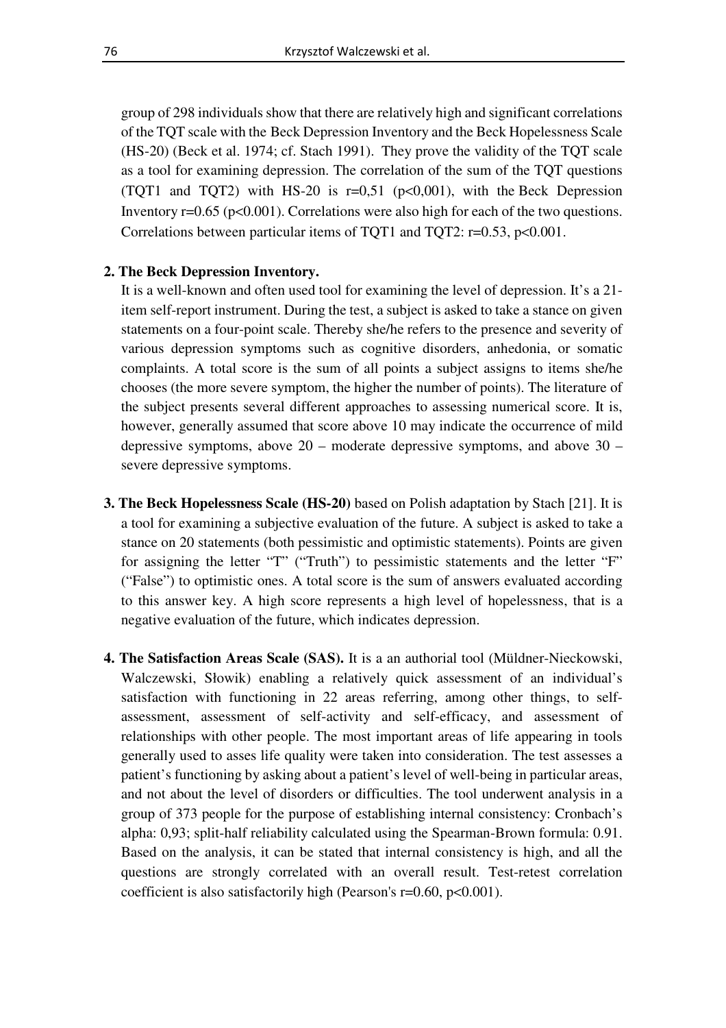group of 298 individuals show that there are relatively high and significant correlations of the TQT scale with the Beck Depression Inventory and the Beck Hopelessness Scale (HS-20) (Beck et al. 1974; cf. Stach 1991). They prove the validity of the TQT scale as a tool for examining depression. The correlation of the sum of the TQT questions (TQT1 and TQT2) with HS-20 is $r=0,51$ ($p<0,001$), with the Beck Depression Inventory $r=0.65$ ($p<0.001$). Correlations were also high for each of the two questions. Correlations between particular items of TQT1 and TQT2: $r=0.53$, $p<0.001$.

**2. The Beck Depression Inventory.**
It is a well-known and often used tool for examining the level of depression. It's a 21-item self-report instrument. During the test, a subject is asked to take a stance on given statements on a four-point scale. Thereby she/he refers to the presence and severity of various depression symptoms such as cognitive disorders, anhedonia, or somatic complaints. A total score is the sum of all points a subject assigns to items she/he chooses (the more severe symptom, the higher the number of points). The literature of the subject presents several different approaches to assessing numerical score. It is, however, generally assumed that score above 10 may indicate the occurrence of mild depressive symptoms, above 20 – moderate depressive symptoms, and above 30 – severe depressive symptoms.

**3. The Beck Hopelessness Scale (HS-20)** based on Polish adaptation by Stach [21]. It is a tool for examining a subjective evaluation of the future. A subject is asked to take a stance on 20 statements (both pessimistic and optimistic statements). Points are given for assigning the letter "T" ("Truth") to pessimistic statements and the letter "F" ("False") to optimistic ones. A total score is the sum of answers evaluated according to this answer key. A high score represents a high level of hopelessness, that is a negative evaluation of the future, which indicates depression.

**4. The Satisfaction Areas Scale (SAS).** It is a an authorial tool (Müldner-Nieckowski, Walczewski, Słowik) enabling a relatively quick assessment of an individual's satisfaction with functioning in 22 areas referring, among other things, to self-assessment, assessment of self-activity and self-efficacy, and assessment of relationships with other people. The most important areas of life appearing in tools generally used to asses life quality were taken into consideration. The test assesses a patient's functioning by asking about a patient's level of well-being in particular areas, and not about the level of disorders or difficulties. The tool underwent analysis in a group of 373 people for the purpose of establishing internal consistency: Cronbach's alpha: 0,93; split-half reliability calculated using the Spearman-Brown formula: 0.91. Based on the analysis, it can be stated that internal consistency is high, and all the questions are strongly correlated with an overall result. Test-retest correlation coefficient is also satisfactorily high (Pearson's $r=0.60$, $p<0.001$).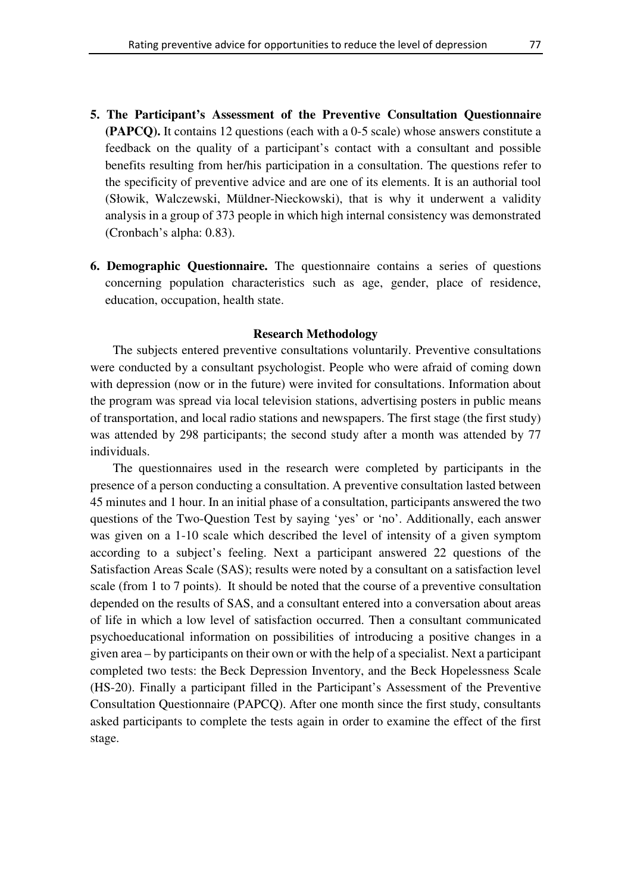5. **The Participant's Assessment of the Preventive Consultation Questionnaire (PAPCQ).** It contains 12 questions (each with a 0-5 scale) whose answers constitute a feedback on the quality of a participant's contact with a consultant and possible benefits resulting from her/his participation in a consultation. The questions refer to the specificity of preventive advice and are one of its elements. It is an authorial tool (Słowik, Walczewski, Müldner-Nieckowski), that is why it underwent a validity analysis in a group of 373 people in which high internal consistency was demonstrated (Cronbach's alpha: 0.83).

6. **Demographic Questionnaire.** The questionnaire contains a series of questions concerning population characteristics such as age, gender, place of residence, education, occupation, health state.

### Research Methodology

The subjects entered preventive consultations voluntarily. Preventive consultations were conducted by a consultant psychologist. People who were afraid of coming down with depression (now or in the future) were invited for consultations. Information about the program was spread via local television stations, advertising posters in public means of transportation, and local radio stations and newspapers. The first stage (the first study) was attended by 298 participants; the second study after a month was attended by 77 individuals.

The questionnaires used in the research were completed by participants in the presence of a person conducting a consultation. A preventive consultation lasted between 45 minutes and 1 hour. In an initial phase of a consultation, participants answered the two questions of the Two-Question Test by saying 'yes' or 'no'. Additionally, each answer was given on a 1-10 scale which described the level of intensity of a given symptom according to a subject's feeling. Next a participant answered 22 questions of the Satisfaction Areas Scale (SAS); results were noted by a consultant on a satisfaction level scale (from 1 to 7 points). It should be noted that the course of a preventive consultation depended on the results of SAS, and a consultant entered into a conversation about areas of life in which a low level of satisfaction occurred. Then a consultant communicated psychoeducational information on possibilities of introducing a positive changes in a given area – by participants on their own or with the help of a specialist. Next a participant completed two tests: the Beck Depression Inventory, and the Beck Hopelessness Scale (HS-20). Finally a participant filled in the Participant's Assessment of the Preventive Consultation Questionnaire (PAPCQ). After one month since the first study, consultants asked participants to complete the tests again in order to examine the effect of the first stage.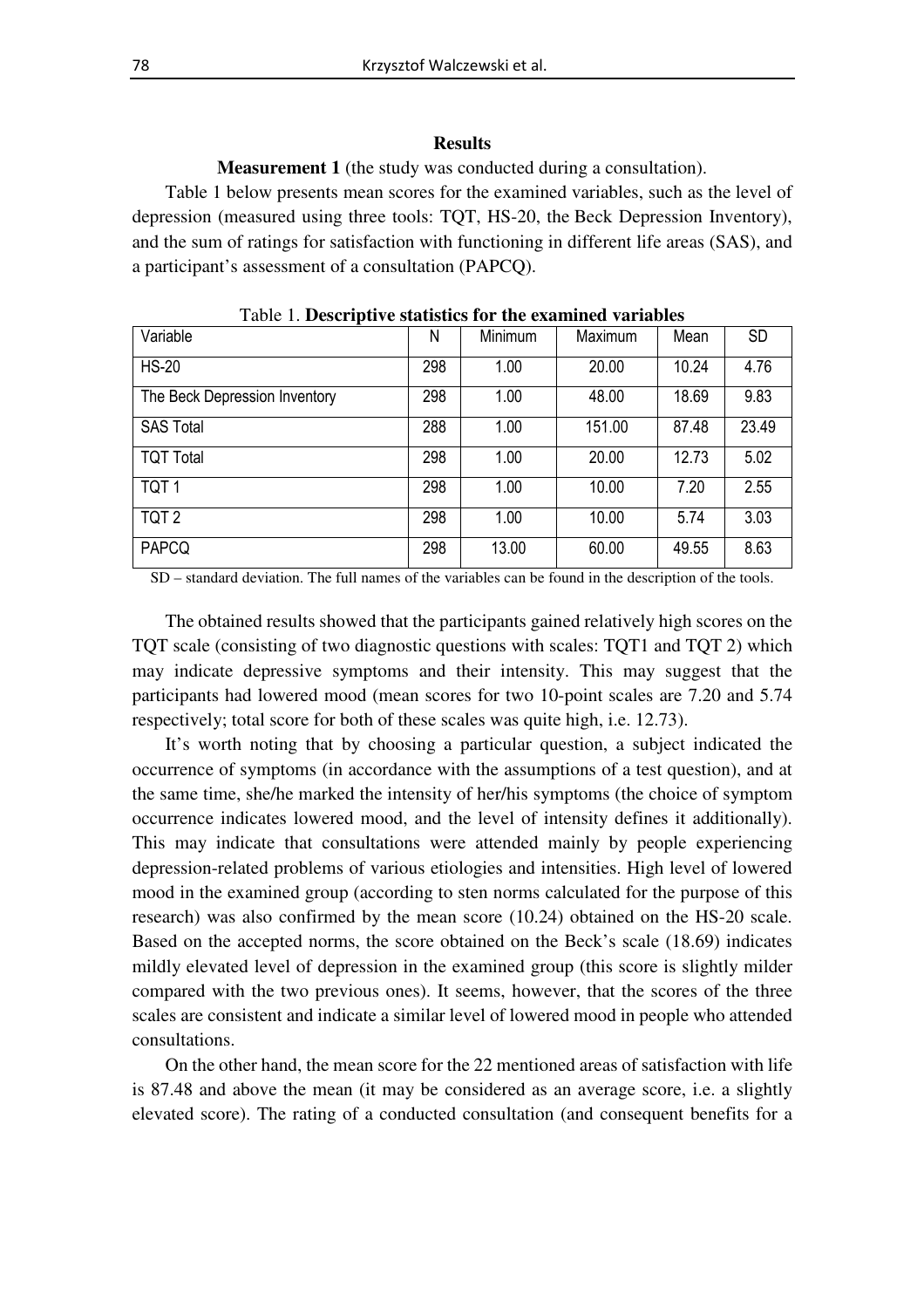**Results**

**Measurement 1** (the study was conducted during a consultation).

Table 1 below presents mean scores for the examined variables, such as the level of depression (measured using three tools: TQT, HS-20, the Beck Depression Inventory), and the sum of ratings for satisfaction with functioning in different life areas (SAS), and a participant's assessment of a consultation (PAPCQ).

Table 1. **Descriptive statistics for the examined variables**

| Variable | N | Minimum | Maximum | Mean | SD |
|---|---|---|---|---|---|
| HS-20 | 298 | 1.00 | 20.00 | 10.24 | 4.76 |
| The Beck Depression Inventory | 298 | 1.00 | 48.00 | 18.69 | 9.83 |
| SAS Total | 288 | 1.00 | 151.00 | 87.48 | 23.49 |
| TQT Total | 298 | 1.00 | 20.00 | 12.73 | 5.02 |
| TQT 1 | 298 | 1.00 | 10.00 | 7.20 | 2.55 |
| TQT 2 | 298 | 1.00 | 10.00 | 5.74 | 3.03 |
| PAPCQ | 298 | 13.00 | 60.00 | 49.55 | 8.63 |

SD – standard deviation. The full names of the variables can be found in the description of the tools.

The obtained results showed that the participants gained relatively high scores on the TQT scale (consisting of two diagnostic questions with scales: TQT1 and TQT 2) which may indicate depressive symptoms and their intensity. This may suggest that the participants had lowered mood (mean scores for two 10-point scales are 7.20 and 5.74 respectively; total score for both of these scales was quite high, i.e. 12.73).

It's worth noting that by choosing a particular question, a subject indicated the occurrence of symptoms (in accordance with the assumptions of a test question), and at the same time, she/he marked the intensity of her/his symptoms (the choice of symptom occurrence indicates lowered mood, and the level of intensity defines it additionally). This may indicate that consultations were attended mainly by people experiencing depression-related problems of various etiologies and intensities. High level of lowered mood in the examined group (according to sten norms calculated for the purpose of this research) was also confirmed by the mean score (10.24) obtained on the HS-20 scale. Based on the accepted norms, the score obtained on the Beck's scale (18.69) indicates mildly elevated level of depression in the examined group (this score is slightly milder compared with the two previous ones). It seems, however, that the scores of the three scales are consistent and indicate a similar level of lowered mood in people who attended consultations.

On the other hand, the mean score for the 22 mentioned areas of satisfaction with life is 87.48 and above the mean (it may be considered as an average score, i.e. a slightly elevated score). The rating of a conducted consultation (and consequent benefits for a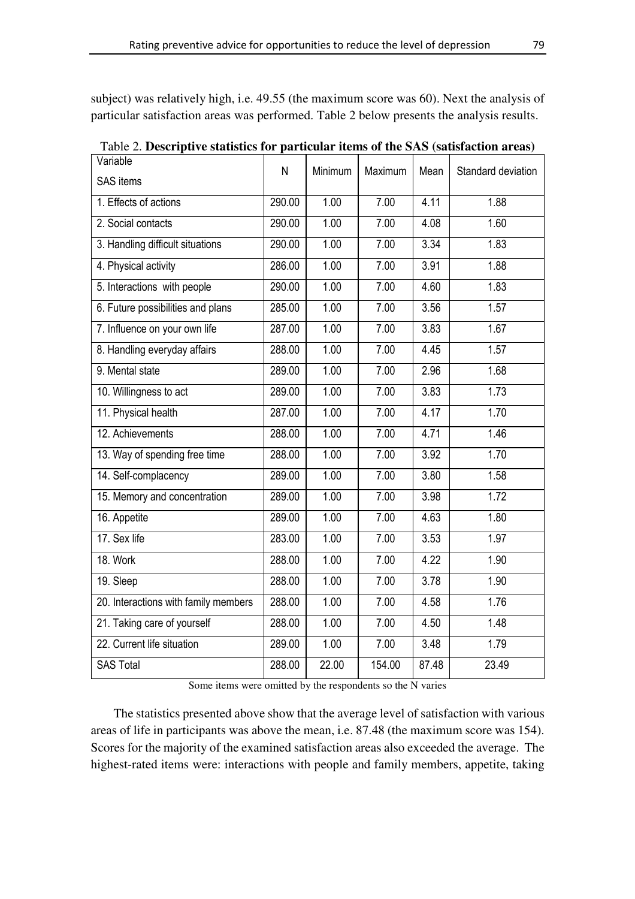subject) was relatively high, i.e. 49.55 (the maximum score was 60). Next the analysis of particular satisfaction areas was performed. Table 2 below presents the analysis results.

Table 2. **Descriptive statistics for particular items of the SAS (satisfaction areas)**

| Variable<br>SAS items | N | Minimum | Maximum | Mean | Standard deviation |
|---|---|---|---|---|---|
| 1. Effects of actions | 290.00 | 1.00 | 7.00 | 4.11 | 1.88 |
| 2. Social contacts | 290.00 | 1.00 | 7.00 | 4.08 | 1.60 |
| 3. Handling difficult situations | 290.00 | 1.00 | 7.00 | 3.34 | 1.83 |
| 4. Physical activity | 286.00 | 1.00 | 7.00 | 3.91 | 1.88 |
| 5. Interactions with people | 290.00 | 1.00 | 7.00 | 4.60 | 1.83 |
| 6. Future possibilities and plans | 285.00 | 1.00 | 7.00 | 3.56 | 1.57 |
| 7. Influence on your own life | 287.00 | 1.00 | 7.00 | 3.83 | 1.67 |
| 8. Handling everyday affairs | 288.00 | 1.00 | 7.00 | 4.45 | 1.57 |
| 9. Mental state | 289.00 | 1.00 | 7.00 | 2.96 | 1.68 |
| 10. Willingness to act | 289.00 | 1.00 | 7.00 | 3.83 | 1.73 |
| 11. Physical health | 287.00 | 1.00 | 7.00 | 4.17 | 1.70 |
| 12. Achievements | 288.00 | 1.00 | 7.00 | 4.71 | 1.46 |
| 13. Way of spending free time | 288.00 | 1.00 | 7.00 | 3.92 | 1.70 |
| 14. Self-complacency | 289.00 | 1.00 | 7.00 | 3.80 | 1.58 |
| 15. Memory and concentration | 289.00 | 1.00 | 7.00 | 3.98 | 1.72 |
| 16. Appetite | 289.00 | 1.00 | 7.00 | 4.63 | 1.80 |
| 17. Sex life | 283.00 | 1.00 | 7.00 | 3.53 | 1.97 |
| 18. Work | 288.00 | 1.00 | 7.00 | 4.22 | 1.90 |
| 19. Sleep | 288.00 | 1.00 | 7.00 | 3.78 | 1.90 |
| 20. Interactions with family members | 288.00 | 1.00 | 7.00 | 4.58 | 1.76 |
| 21. Taking care of yourself | 288.00 | 1.00 | 7.00 | 4.50 | 1.48 |
| 22. Current life situation | 289.00 | 1.00 | 7.00 | 3.48 | 1.79 |
| SAS Total | 288.00 | 22.00 | 154.00 | 87.48 | 23.49 |

Some items were omitted by the respondents so the N varies

The statistics presented above show that the average level of satisfaction with various areas of life in participants was above the mean, i.e. 87.48 (the maximum score was 154). Scores for the majority of the examined satisfaction areas also exceeded the average. The highest-rated items were: interactions with people and family members, appetite, taking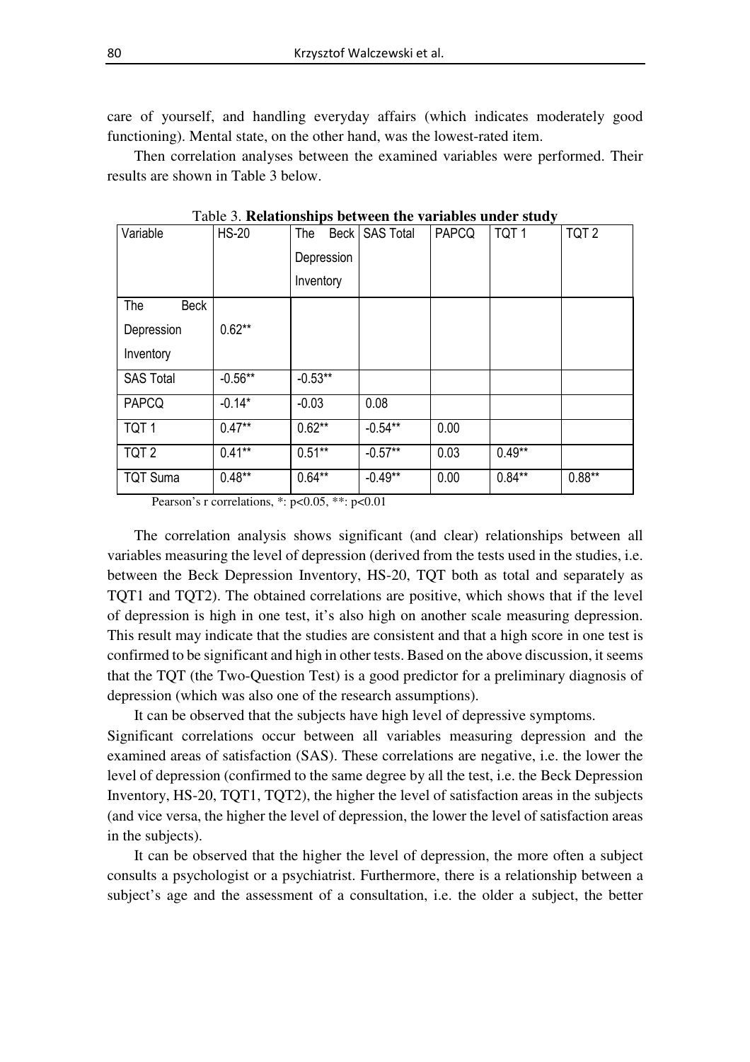care of yourself, and handling everyday affairs (which indicates moderately good functioning). Mental state, on the other hand, was the lowest-rated item.

Then correlation analyses between the examined variables were performed. Their results are shown in Table 3 below.

Table 3. **Relationships between the variables under study**

| Variable | HS-20 | The Beck Depression Inventory | SAS Total | PAPCQ | TQT 1 | TQT 2 |
|---|---|---|---|---|---|---|
| The Beck Depression Inventory | 0.62** | | | | | |
| SAS Total | -0.56** | -0.53** | | | | |
| PAPCQ | -0.14* | -0.03 | 0.08 | | | |
| TQT 1 | 0.47** | 0.62** | -0.54** | 0.00 | | |
| TQT 2 | 0.41** | 0.51** | -0.57** | 0.03 | 0.49** | |
| TQT Suma | 0.48** | 0.64** | -0.49** | 0.00 | 0.84** | 0.88** |

Pearson's r correlations, *: $p<0.05$, **: $p<0.01$

The correlation analysis shows significant (and clear) relationships between all variables measuring the level of depression (derived from the tests used in the studies, i.e. between the Beck Depression Inventory, HS-20, TQT both as total and separately as TQT1 and TQT2). The obtained correlations are positive, which shows that if the level of depression is high in one test, it's also high on another scale measuring depression. This result may indicate that the studies are consistent and that a high score in one test is confirmed to be significant and high in other tests. Based on the above discussion, it seems that the TQT (the Two-Question Test) is a good predictor for a preliminary diagnosis of depression (which was also one of the research assumptions).

It can be observed that the subjects have high level of depressive symptoms.

Significant correlations occur between all variables measuring depression and the examined areas of satisfaction (SAS). These correlations are negative, i.e. the lower the level of depression (confirmed to the same degree by all the test, i.e. the Beck Depression Inventory, HS-20, TQT1, TQT2), the higher the level of satisfaction areas in the subjects (and vice versa, the higher the level of depression, the lower the level of satisfaction areas in the subjects).

It can be observed that the higher the level of depression, the more often a subject consults a psychologist or a psychiatrist. Furthermore, there is a relationship between a subject's age and the assessment of a consultation, i.e. the older a subject, the better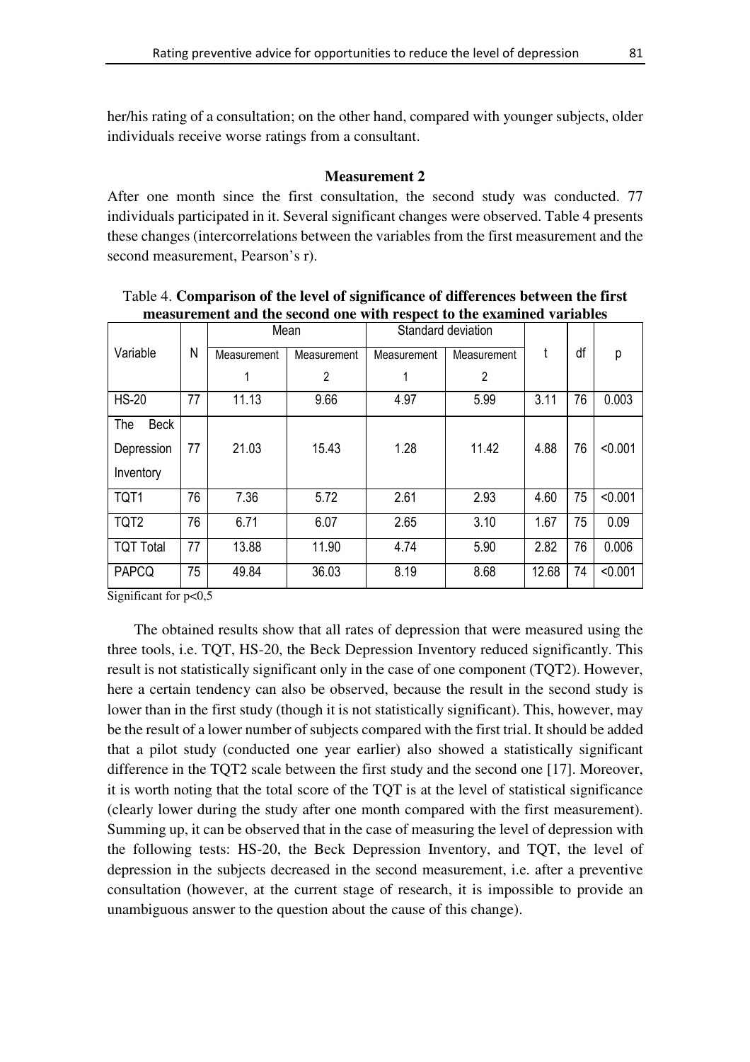her/his rating of a consultation; on the other hand, compared with younger subjects, older individuals receive worse ratings from a consultant.

### Measurement 2

After one month since the first consultation, the second study was conducted. 77 individuals participated in it. Several significant changes were observed. Table 4 presents these changes (intercorrelations between the variables from the first measurement and the second measurement, Pearson's r).

Table 4. **Comparison of the level of significance of differences between the first measurement and the second one with respect to the examined variables**

| Variable | N | Mean | | Standard deviation | | t | df | p |
|---|---|---|---|---|---|---|---|---|
| | | Measurement 1 | Measurement 2 | Measurement 1 | Measurement 2 | | | |
| HS-20 | 77 | 11.13 | 9.66 | 4.97 | 5.99 | 3.11 | 76 | 0.003 |
| The Beck Depression Inventory | 77 | 21.03 | 15.43 | 1.28 | 11.42 | 4.88 | 76 | <0.001 |
| TQT1 | 76 | 7.36 | 5.72 | 2.61 | 2.93 | 4.60 | 75 | <0.001 |
| TQT2 | 76 | 6.71 | 6.07 | 2.65 | 3.10 | 1.67 | 75 | 0.09 |
| TQT Total | 77 | 13.88 | 11.90 | 4.74 | 5.90 | 2.82 | 76 | 0.006 |
| PAPCQ | 75 | 49.84 | 36.03 | 8.19 | 8.68 | 12.68 | 74 | <0.001 |

Significant for $p<0,5$

The obtained results show that all rates of depression that were measured using the three tools, i.e. TQT, HS-20, the Beck Depression Inventory reduced significantly. This result is not statistically significant only in the case of one component (TQT2). However, here a certain tendency can also be observed, because the result in the second study is lower than in the first study (though it is not statistically significant). This, however, may be the result of a lower number of subjects compared with the first trial. It should be added that a pilot study (conducted one year earlier) also showed a statistically significant difference in the TQT2 scale between the first study and the second one [17]. Moreover, it is worth noting that the total score of the TQT is at the level of statistical significance (clearly lower during the study after one month compared with the first measurement). Summing up, it can be observed that in the case of measuring the level of depression with the following tests: HS-20, the Beck Depression Inventory, and TQT, the level of depression in the subjects decreased in the second measurement, i.e. after a preventive consultation (however, at the current stage of research, it is impossible to provide an unambiguous answer to the question about the cause of this change).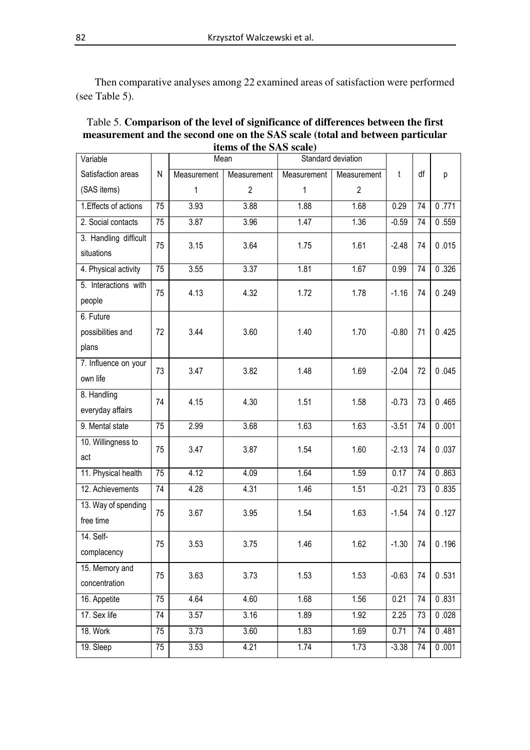Then comparative analyses among 22 examined areas of satisfaction were performed (see Table 5).

Table 5. **Comparison of the level of significance of differences between the first measurement and the second one on the SAS scale (total and between particular items of the SAS scale)**

| Variable Satisfaction areas (SAS items) | N | Mean | | Standard deviation | | t | df | p |
|---|---|---|---|---|---|---|---|---|
| | | Measurement 1 | Measurement 2 | Measurement 1 | Measurement 2 | | | |
| 1.Effects of actions | 75 | 3.93 | 3.88 | 1.88 | 1.68 | 0.29 | 74 | 0 .771 |
| 2. Social contacts | 75 | 3.87 | 3.96 | 1.47 | 1.36 | -0.59 | 74 | 0 .559 |
| 3. Handling difficult situations | 75 | 3.15 | 3.64 | 1.75 | 1.61 | -2.48 | 74 | 0 .015 |
| 4. Physical activity | 75 | 3.55 | 3.37 | 1.81 | 1.67 | 0.99 | 74 | 0 .326 |
| 5. Interactions with people | 75 | 4.13 | 4.32 | 1.72 | 1.78 | -1.16 | 74 | 0 .249 |
| 6. Future possibilities and plans | 72 | 3.44 | 3.60 | 1.40 | 1.70 | -0.80 | 71 | 0 .425 |
| 7. Influence on your own life | 73 | 3.47 | 3.82 | 1.48 | 1.69 | -2.04 | 72 | 0 .045 |
| 8. Handling everyday affairs | 74 | 4.15 | 4.30 | 1.51 | 1.58 | -0.73 | 73 | 0 .465 |
| 9. Mental state | 75 | 2.99 | 3.68 | 1.63 | 1.63 | -3.51 | 74 | 0 .001 |
| 10. Willingness to act | 75 | 3.47 | 3.87 | 1.54 | 1.60 | -2.13 | 74 | 0 .037 |
| 11. Physical health | 75 | 4.12 | 4.09 | 1.64 | 1.59 | 0.17 | 74 | 0 .863 |
| 12. Achievements | 74 | 4.28 | 4.31 | 1.46 | 1.51 | -0.21 | 73 | 0 .835 |
| 13. Way of spending free time | 75 | 3.67 | 3.95 | 1.54 | 1.63 | -1.54 | 74 | 0 .127 |
| 14. Self-complacency | 75 | 3.53 | 3.75 | 1.46 | 1.62 | -1.30 | 74 | 0 .196 |
| 15. Memory and concentration | 75 | 3.63 | 3.73 | 1.53 | 1.53 | -0.63 | 74 | 0 .531 |
| 16. Appetite | 75 | 4.64 | 4.60 | 1.68 | 1.56 | 0.21 | 74 | 0 .831 |
| 17. Sex life | 74 | 3.57 | 3.16 | 1.89 | 1.92 | 2.25 | 73 | 0 .028 |
| 18. Work | 75 | 3.73 | 3.60 | 1.83 | 1.69 | 0.71 | 74 | 0 .481 |
| 19. Sleep | 75 | 3.53 | 4.21 | 1.74 | 1.73 | -3.38 | 74 | 0 .001 |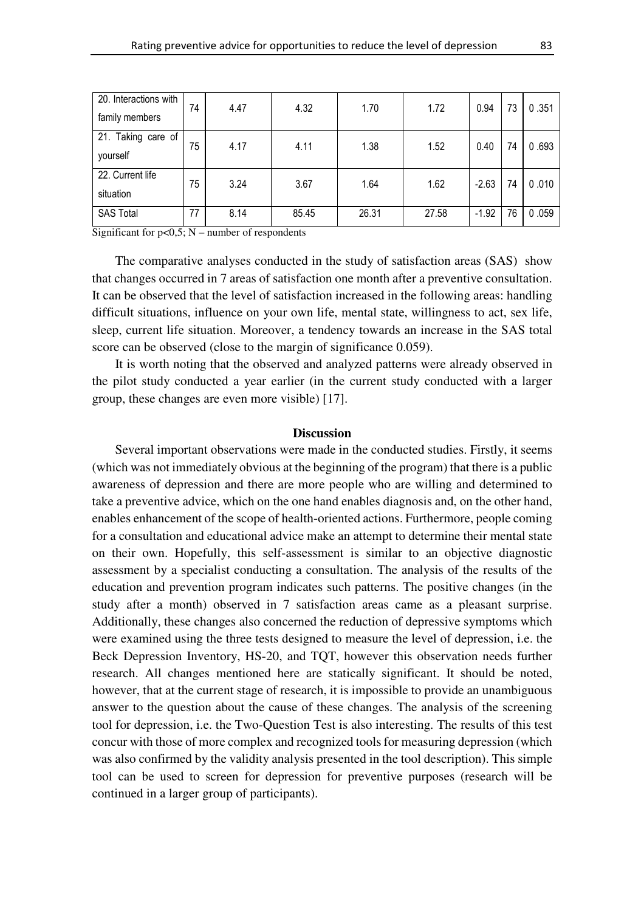| 20. Interactions with family members | 74 | 4.47 | 4.32 | 1.70 | 1.72 | 0.94 | 73 | 0 .351 |
|---|---|---|---|---|---|---|---|---|
| 21. Taking care of yourself | 75 | 4.17 | 4.11 | 1.38 | 1.52 | 0.40 | 74 | 0 .693 |
| 22. Current life situation | 75 | 3.24 | 3.67 | 1.64 | 1.62 | -2.63 | 74 | 0 .010 |
| SAS Total | 77 | 8.14 | 85.45 | 26.31 | 27.58 | -1.92 | 76 | 0 .059 |

Significant for p<0,5; N – number of respondents

The comparative analyses conducted in the study of satisfaction areas (SAS) show that changes occurred in 7 areas of satisfaction one month after a preventive consultation. It can be observed that the level of satisfaction increased in the following areas: handling difficult situations, influence on your own life, mental state, willingness to act, sex life, sleep, current life situation. Moreover, a tendency towards an increase in the SAS total score can be observed (close to the margin of significance 0.059).

It is worth noting that the observed and analyzed patterns were already observed in the pilot study conducted a year earlier (in the current study conducted with a larger group, these changes are even more visible) [17].

## Discussion

Several important observations were made in the conducted studies. Firstly, it seems (which was not immediately obvious at the beginning of the program) that there is a public awareness of depression and there are more people who are willing and determined to take a preventive advice, which on the one hand enables diagnosis and, on the other hand, enables enhancement of the scope of health-oriented actions. Furthermore, people coming for a consultation and educational advice make an attempt to determine their mental state on their own. Hopefully, this self-assessment is similar to an objective diagnostic assessment by a specialist conducting a consultation. The analysis of the results of the education and prevention program indicates such patterns. The positive changes (in the study after a month) observed in 7 satisfaction areas came as a pleasant surprise. Additionally, these changes also concerned the reduction of depressive symptoms which were examined using the three tests designed to measure the level of depression, i.e. the Beck Depression Inventory, HS-20, and TQT, however this observation needs further research. All changes mentioned here are statically significant. It should be noted, however, that at the current stage of research, it is impossible to provide an unambiguous answer to the question about the cause of these changes. The analysis of the screening tool for depression, i.e. the Two-Question Test is also interesting. The results of this test concur with those of more complex and recognized tools for measuring depression (which was also confirmed by the validity analysis presented in the tool description). This simple tool can be used to screen for depression for preventive purposes (research will be continued in a larger group of participants).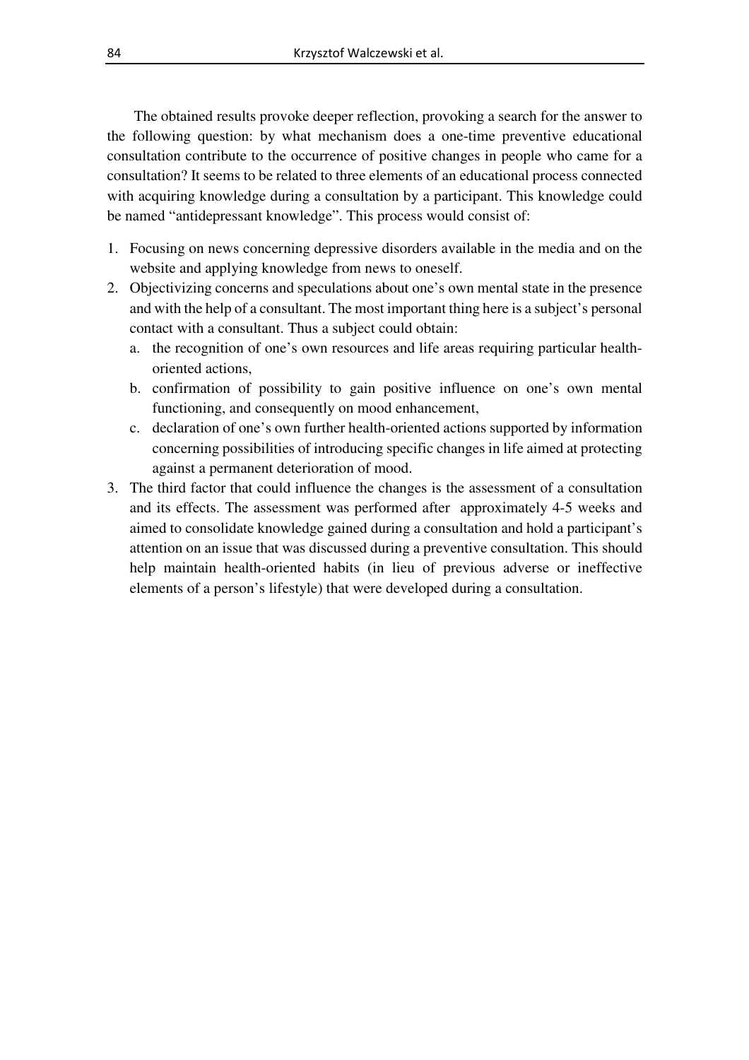The obtained results provoke deeper reflection, provoking a search for the answer to the following question: by what mechanism does a one-time preventive educational consultation contribute to the occurrence of positive changes in people who came for a consultation? It seems to be related to three elements of an educational process connected with acquiring knowledge during a consultation by a participant. This knowledge could be named "antidepressant knowledge". This process would consist of:

1. Focusing on news concerning depressive disorders available in the media and on the website and applying knowledge from news to oneself.
2. Objectivizing concerns and speculations about one's own mental state in the presence and with the help of a consultant. The most important thing here is a subject's personal contact with a consultant. Thus a subject could obtain:
   a. the recognition of one's own resources and life areas requiring particular health-oriented actions,
   b. confirmation of possibility to gain positive influence on one's own mental functioning, and consequently on mood enhancement,
   c. declaration of one's own further health-oriented actions supported by information concerning possibilities of introducing specific changes in life aimed at protecting against a permanent deterioration of mood.
3. The third factor that could influence the changes is the assessment of a consultation and its effects. The assessment was performed after approximately 4-5 weeks and aimed to consolidate knowledge gained during a consultation and hold a participant's attention on an issue that was discussed during a preventive consultation. This should help maintain health-oriented habits (in lieu of previous adverse or ineffective elements of a person's lifestyle) that were developed during a consultation.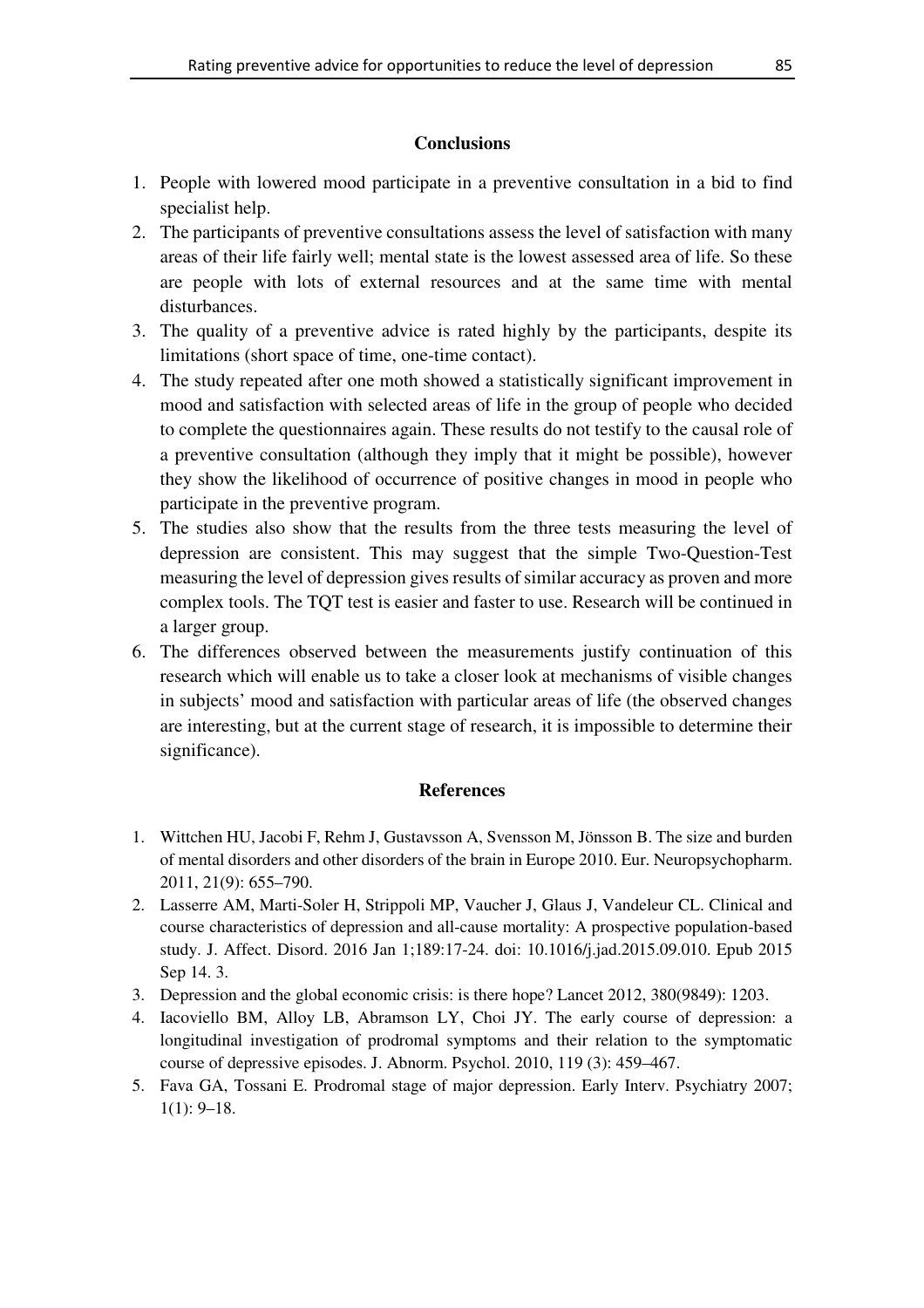## Conclusions

1. People with lowered mood participate in a preventive consultation in a bid to find specialist help.
2. The participants of preventive consultations assess the level of satisfaction with many areas of their life fairly well; mental state is the lowest assessed area of life. So these are people with lots of external resources and at the same time with mental disturbances.
3. The quality of a preventive advice is rated highly by the participants, despite its limitations (short space of time, one-time contact).
4. The study repeated after one moth showed a statistically significant improvement in mood and satisfaction with selected areas of life in the group of people who decided to complete the questionnaires again. These results do not testify to the causal role of a preventive consultation (although they imply that it might be possible), however they show the likelihood of occurrence of positive changes in mood in people who participate in the preventive program.
5. The studies also show that the results from the three tests measuring the level of depression are consistent. This may suggest that the simple Two-Question-Test measuring the level of depression gives results of similar accuracy as proven and more complex tools. The TQT test is easier and faster to use. Research will be continued in a larger group.
6. The differences observed between the measurements justify continuation of this research which will enable us to take a closer look at mechanisms of visible changes in subjects' mood and satisfaction with particular areas of life (the observed changes are interesting, but at the current stage of research, it is impossible to determine their significance).

## References

1. Wittchen HU, Jacobi F, Rehm J, Gustavsson A, Svensson M, Jönsson B. The size and burden of mental disorders and other disorders of the brain in Europe 2010. Eur. Neuropsychopharm. 2011, 21(9): 655–790.
2. Lasserre AM, Marti-Soler H, Strippoli MP, Vaucher J, Glaus J, Vandeleur CL. Clinical and course characteristics of depression and all-cause mortality: A prospective population-based study. J. Affect. Disord. 2016 Jan 1;189:17-24. doi: 10.1016/j.jad.2015.09.010. Epub 2015 Sep 14. 3.
3. Depression and the global economic crisis: is there hope? Lancet 2012, 380(9849): 1203.
4. Iacoviello BM, Alloy LB, Abramson LY, Choi JY. The early course of depression: a longitudinal investigation of prodromal symptoms and their relation to the symptomatic course of depressive episodes. J. Abnorm. Psychol. 2010, 119 (3): 459–467.
5. Fava GA, Tossani E. Prodromal stage of major depression. Early Interv. Psychiatry 2007; 1(1): 9–18.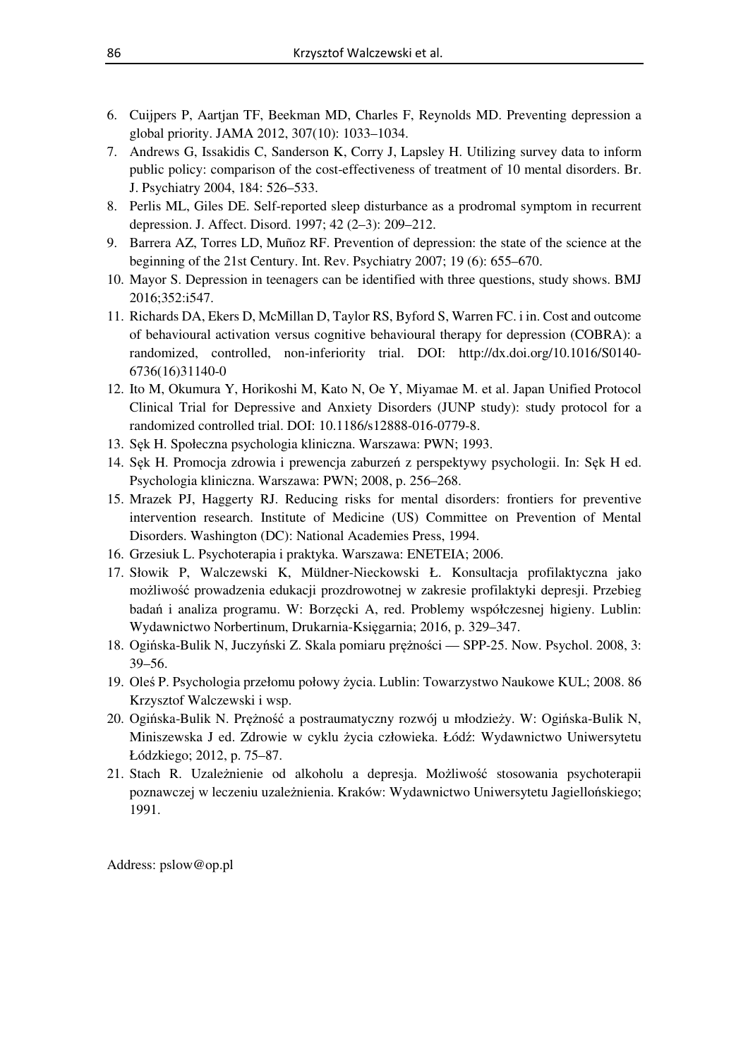6. Cuijpers P, Aartjan TF, Beekman MD, Charles F, Reynolds MD. Preventing depression a global priority. JAMA 2012, 307(10): 1033–1034.
7. Andrews G, Issakidis C, Sanderson K, Corry J, Lapsley H. Utilizing survey data to inform public policy: comparison of the cost-effectiveness of treatment of 10 mental disorders. Br. J. Psychiatry 2004, 184: 526–533.
8. Perlis ML, Giles DE. Self-reported sleep disturbance as a prodromal symptom in recurrent depression. J. Affect. Disord. 1997; 42 (2–3): 209–212.
9. Barrera AZ, Torres LD, Muñoz RF. Prevention of depression: the state of the science at the beginning of the 21st Century. Int. Rev. Psychiatry 2007; 19 (6): 655–670.
10. Mayor S. Depression in teenagers can be identified with three questions, study shows. BMJ 2016;352:i547.
11. Richards DA, Ekers D, McMillan D, Taylor RS, Byford S, Warren FC. i in. Cost and outcome of behavioural activation versus cognitive behavioural therapy for depression (COBRA): a randomized, controlled, non-inferiority trial. DOI: http://dx.doi.org/10.1016/S0140-6736(16)31140-0
12. Ito M, Okumura Y, Horikoshi M, Kato N, Oe Y, Miyamae M. et al. Japan Unified Protocol Clinical Trial for Depressive and Anxiety Disorders (JUNP study): study protocol for a randomized controlled trial. DOI: 10.1186/s12888-016-0779-8.
13. Sęk H. Społeczna psychologia kliniczna. Warszawa: PWN; 1993.
14. Sęk H. Promocja zdrowia i prewencja zaburzeń z perspektywy psychologii. In: Sęk H ed. Psychologia kliniczna. Warszawa: PWN; 2008, p. 256–268.
15. Mrazek PJ, Haggerty RJ. Reducing risks for mental disorders: frontiers for preventive intervention research. Institute of Medicine (US) Committee on Prevention of Mental Disorders. Washington (DC): National Academies Press, 1994.
16. Grzesiuk L. Psychoterapia i praktyka. Warszawa: ENETEIA; 2006.
17. Słowik P, Walczewski K, Müldner-Nieckowski Ł. Konsultacja profilaktyczna jako możliwość prowadzenia edukacji prozdrowotnej w zakresie profilaktyki depresji. Przebieg badań i analiza programu. W: Borzęcki A, red. Problemy współczesnej higieny. Lublin: Wydawnictwo Norbertinum, Drukarnia-Księgarnia; 2016, p. 329–347.
18. Ogińska-Bulik N, Juczyński Z. Skala pomiaru prężności — SPP-25. Now. Psychol. 2008, 3: 39–56.
19. Oleś P. Psychologia przełomu połowy życia. Lublin: Towarzystwo Naukowe KUL; 2008. 86 Krzysztof Walczewski i wsp.
20. Ogińska-Bulik N. Prężność a postraumatyczny rozwój u młodzieży. W: Ogińska-Bulik N, Miniszewska J ed. Zdrowie w cyklu życia człowieka. Łódź: Wydawnictwo Uniwersytetu Łódzkiego; 2012, p. 75–87.
21. Stach R. Uzależnienie od alkoholu a depresja. Możliwość stosowania psychoterapii poznawczej w leczeniu uzależnienia. Kraków: Wydawnictwo Uniwersytetu Jagiellońskiego; 1991.

Address: pslow@op.pl